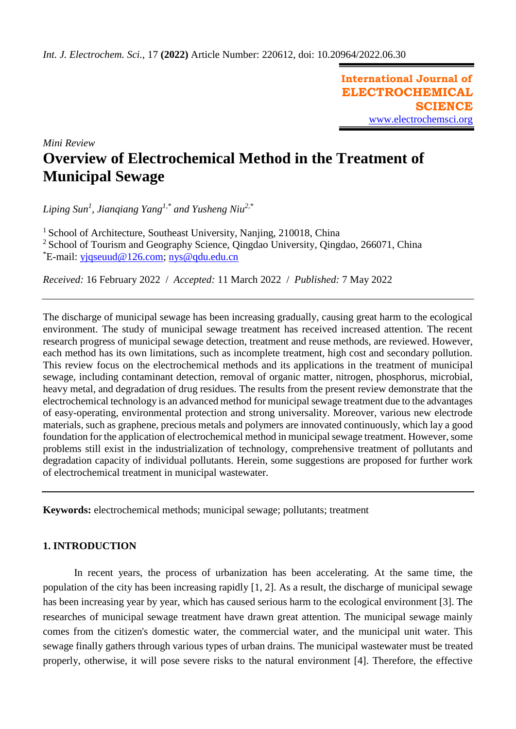*Mini Review*

# Overview of Electrochemical Method in the Treatment of Municipal Sewage

*Liping Sun*[1], *Jianqiang Yang*[1,*] *and Yusheng Niu*[2,*]

[1] School of Architecture, Southeast University, Nanjing, 210018, China
[2] School of Tourism and Geography Science, Qingdao University, Qingdao, 266071, China
[*]E-mail: yjqseuud@126.com; nys@qdu.edu.cn

*Received:* 16 February 2022 / *Accepted:* 11 March 2022 / *Published:* 7 May 2022

---

The discharge of municipal sewage has been increasing gradually, causing great harm to the ecological environment. The study of municipal sewage treatment has received increased attention. The recent research progress of municipal sewage detection, treatment and reuse methods, are reviewed. However, each method has its own limitations, such as incomplete treatment, high cost and secondary pollution. This review focus on the electrochemical methods and its applications in the treatment of municipal sewage, including contaminant detection, removal of organic matter, nitrogen, phosphorus, microbial, heavy metal, and degradation of drug residues. The results from the present review demonstrate that the electrochemical technology is an advanced method for municipal sewage treatment due to the advantages of easy-operating, environmental protection and strong universality. Moreover, various new electrode materials, such as graphene, precious metals and polymers are innovated continuously, which lay a good foundation for the application of electrochemical method in municipal sewage treatment. However, some problems still exist in the industrialization of technology, comprehensive treatment of pollutants and degradation capacity of individual pollutants. Herein, some suggestions are proposed for further work of electrochemical treatment in municipal wastewater.

---

**Keywords:** electrochemical methods; municipal sewage; pollutants; treatment

## 1. INTRODUCTION

In recent years, the process of urbanization has been accelerating. At the same time, the population of the city has been increasing rapidly [1, 2]. As a result, the discharge of municipal sewage has been increasing year by year, which has caused serious harm to the ecological environment [3]. The researches of municipal sewage treatment have drawn great attention. The municipal sewage mainly comes from the citizen's domestic water, the commercial water, and the municipal unit water. This sewage finally gathers through various types of urban drains. The municipal wastewater must be treated properly, otherwise, it will pose severe risks to the natural environment [4]. Therefore, the effective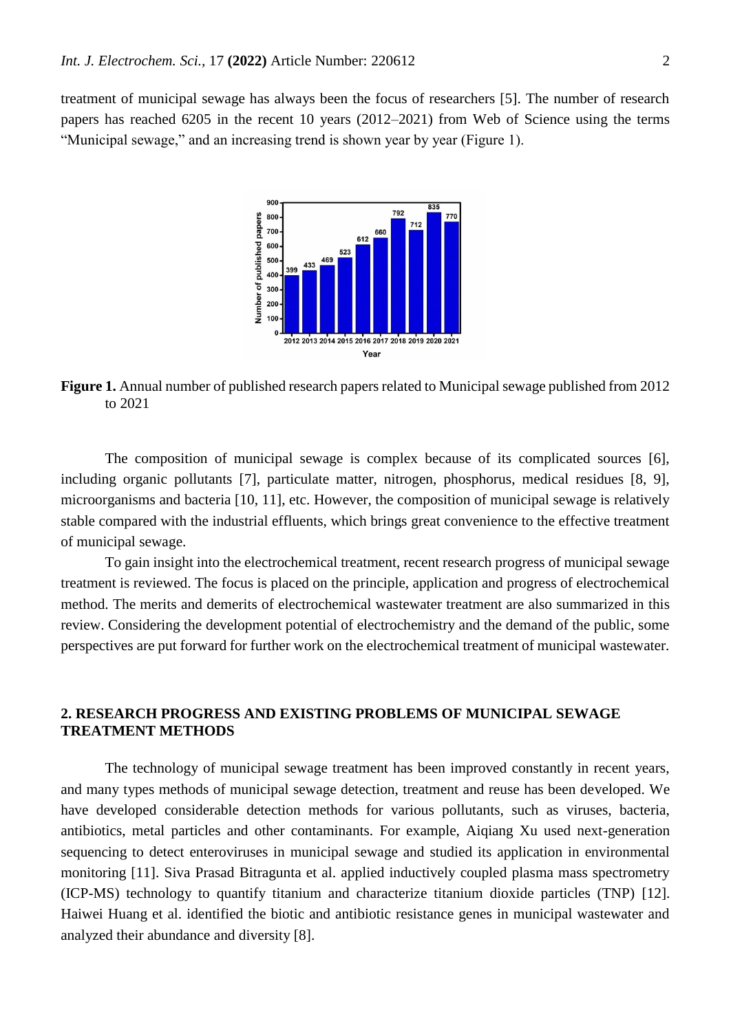treatment of municipal sewage has always been the focus of researchers [5]. The number of research papers has reached 6205 in the recent 10 years (2012–2021) from Web of Science using the terms "Municipal sewage," and an increasing trend is shown year by year (Figure 1).

**Figure 1.** Annual number of published research papers related to Municipal sewage published from 2012 to 2021

The composition of municipal sewage is complex because of its complicated sources [6], including organic pollutants [7], particulate matter, nitrogen, phosphorus, medical residues [8, 9], microorganisms and bacteria [10, 11], etc. However, the composition of municipal sewage is relatively stable compared with the industrial effluents, which brings great convenience to the effective treatment of municipal sewage.

To gain insight into the electrochemical treatment, recent research progress of municipal sewage treatment is reviewed. The focus is placed on the principle, application and progress of electrochemical method. The merits and demerits of electrochemical wastewater treatment are also summarized in this review. Considering the development potential of electrochemistry and the demand of the public, some perspectives are put forward for further work on the electrochemical treatment of municipal wastewater.

## 2. RESEARCH PROGRESS AND EXISTING PROBLEMS OF MUNICIPAL SEWAGE TREATMENT METHODS

The technology of municipal sewage treatment has been improved constantly in recent years, and many types methods of municipal sewage detection, treatment and reuse has been developed. We have developed considerable detection methods for various pollutants, such as viruses, bacteria, antibiotics, metal particles and other contaminants. For example, Aiqiang Xu used next-generation sequencing to detect enteroviruses in municipal sewage and studied its application in environmental monitoring [11]. Siva Prasad Bitragunta et al. applied inductively coupled plasma mass spectrometry (ICP-MS) technology to quantify titanium and characterize titanium dioxide particles (TNP) [12]. Haiwei Huang et al. identified the biotic and antibiotic resistance genes in municipal wastewater and analyzed their abundance and diversity [8].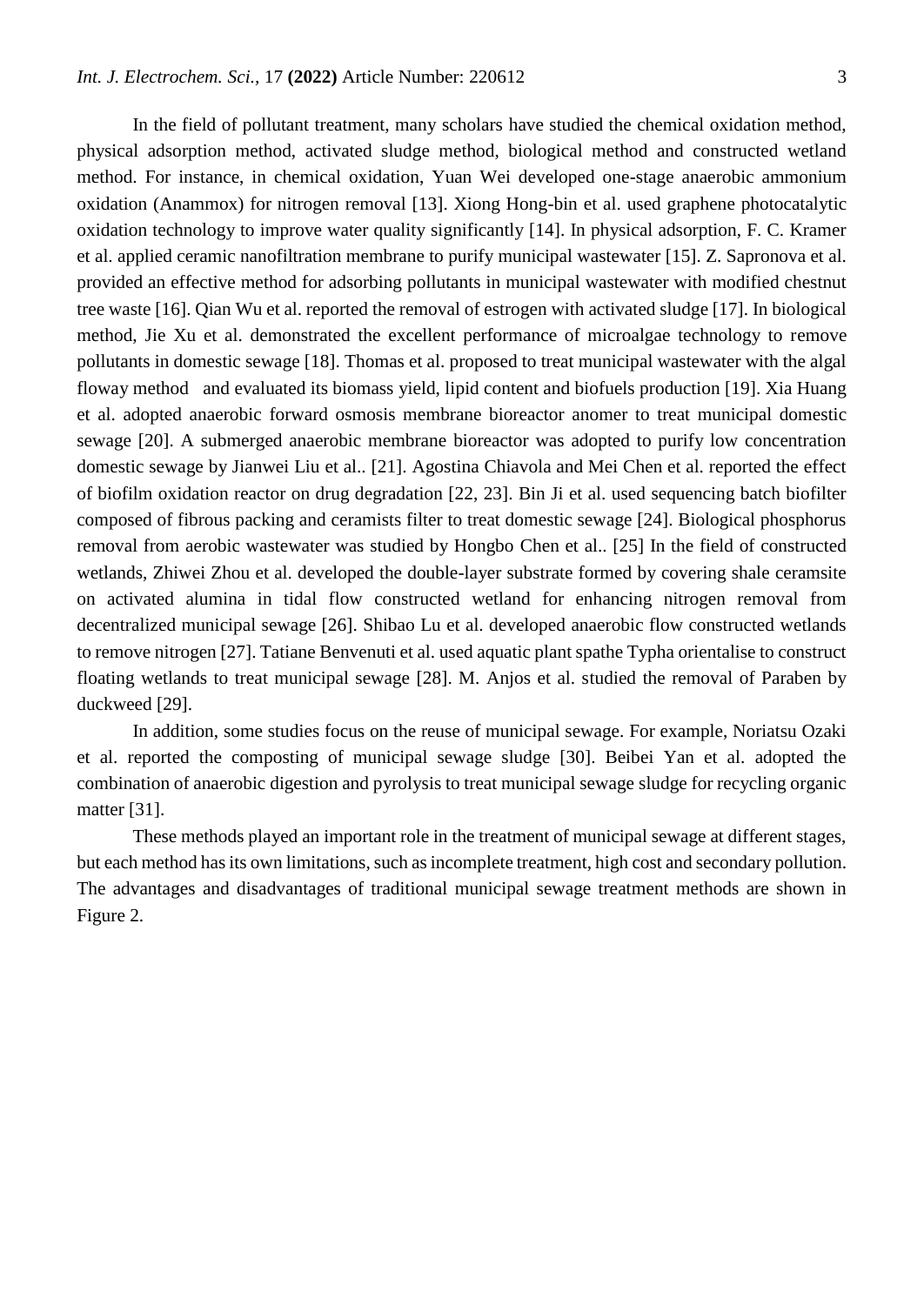In the field of pollutant treatment, many scholars have studied the chemical oxidation method, physical adsorption method, activated sludge method, biological method and constructed wetland method. For instance, in chemical oxidation, Yuan Wei developed one-stage anaerobic ammonium oxidation (Anammox) for nitrogen removal [13]. Xiong Hong-bin et al. used graphene photocatalytic oxidation technology to improve water quality significantly [14]. In physical adsorption, F. C. Kramer et al. applied ceramic nanofiltration membrane to purify municipal wastewater [15]. Z. Sapronova et al. provided an effective method for adsorbing pollutants in municipal wastewater with modified chestnut tree waste [16]. Qian Wu et al. reported the removal of estrogen with activated sludge [17]. In biological method, Jie Xu et al. demonstrated the excellent performance of microalgae technology to remove pollutants in domestic sewage [18]. Thomas et al. proposed to treat municipal wastewater with the algal floway method  and evaluated its biomass yield, lipid content and biofuels production [19]. Xia Huang et al. adopted anaerobic forward osmosis membrane bioreactor anomer to treat municipal domestic sewage [20]. A submerged anaerobic membrane bioreactor was adopted to purify low concentration domestic sewage by Jianwei Liu et al.. [21]. Agostina Chiavola and Mei Chen et al. reported the effect of biofilm oxidation reactor on drug degradation [22, 23]. Bin Ji et al. used sequencing batch biofilter composed of fibrous packing and ceramists filter to treat domestic sewage [24]. Biological phosphorus removal from aerobic wastewater was studied by Hongbo Chen et al.. [25] In the field of constructed wetlands, Zhiwei Zhou et al. developed the double-layer substrate formed by covering shale ceramsite on activated alumina in tidal flow constructed wetland for enhancing nitrogen removal from decentralized municipal sewage [26]. Shibao Lu et al. developed anaerobic flow constructed wetlands to remove nitrogen [27]. Tatiane Benvenuti et al. used aquatic plant spathe Typha orientalise to construct floating wetlands to treat municipal sewage [28]. M. Anjos et al. studied the removal of Paraben by duckweed [29].

In addition, some studies focus on the reuse of municipal sewage. For example, Noriatsu Ozaki et al. reported the composting of municipal sewage sludge [30]. Beibei Yan et al. adopted the combination of anaerobic digestion and pyrolysis to treat municipal sewage sludge for recycling organic matter [31].

These methods played an important role in the treatment of municipal sewage at different stages, but each method has its own limitations, such as incomplete treatment, high cost and secondary pollution. The advantages and disadvantages of traditional municipal sewage treatment methods are shown in Figure 2.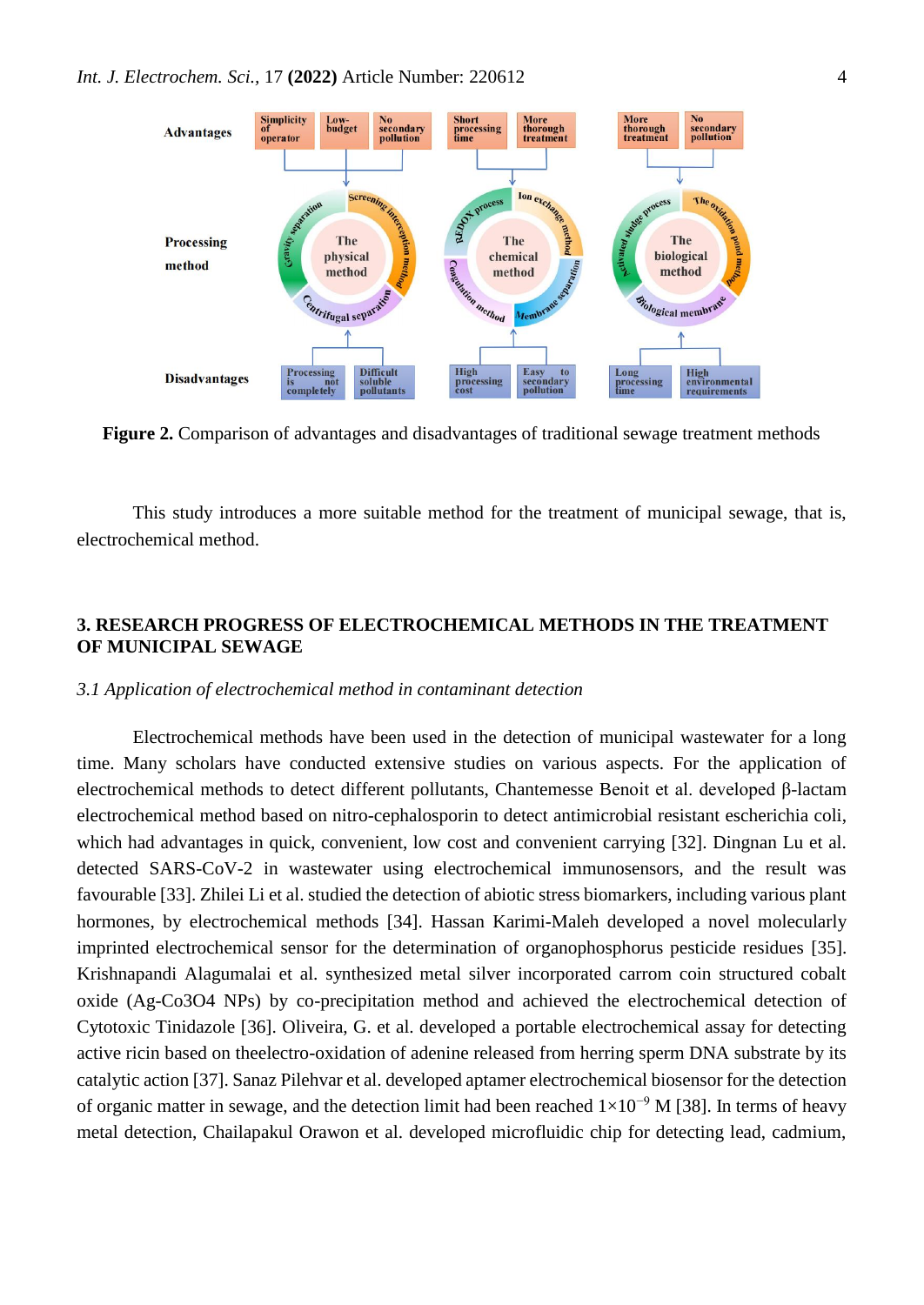**Figure 2.** Comparison of advantages and disadvantages of traditional sewage treatment methods

This study introduces a more suitable method for the treatment of municipal sewage, that is, electrochemical method.

## 3. RESEARCH PROGRESS OF ELECTROCHEMICAL METHODS IN THE TREATMENT OF MUNICIPAL SEWAGE

### *3.1 Application of electrochemical method in contaminant detection*

Electrochemical methods have been used in the detection of municipal wastewater for a long time. Many scholars have conducted extensive studies on various aspects. For the application of electrochemical methods to detect different pollutants, Chantemesse Benoit et al. developed β-lactam electrochemical method based on nitro-cephalosporin to detect antimicrobial resistant escherichia coli, which had advantages in quick, convenient, low cost and convenient carrying [32]. Dingnan Lu et al. detected SARS-CoV-2 in wastewater using electrochemical immunosensors, and the result was favourable [33]. Zhilei Li et al. studied the detection of abiotic stress biomarkers, including various plant hormones, by electrochemical methods [34]. Hassan Karimi-Maleh developed a novel molecularly imprinted electrochemical sensor for the determination of organophosphorus pesticide residues [35]. Krishnapandi Alagumalai et al. synthesized metal silver incorporated carrom coin structured cobalt oxide (Ag-Co3O4 NPs) by co-precipitation method and achieved the electrochemical detection of Cytotoxic Tinidazole [36]. Oliveira, G. et al. developed a portable electrochemical assay for detecting active ricin based on theelectro-oxidation of adenine released from herring sperm DNA substrate by its catalytic action [37]. Sanaz Pilehvar et al. developed aptamer electrochemical biosensor for the detection of organic matter in sewage, and the detection limit had been reached $1 \times 10^{-9}$ M [38]. In terms of heavy metal detection, Chailapakul Orawon et al. developed microfluidic chip for detecting lead, cadmium,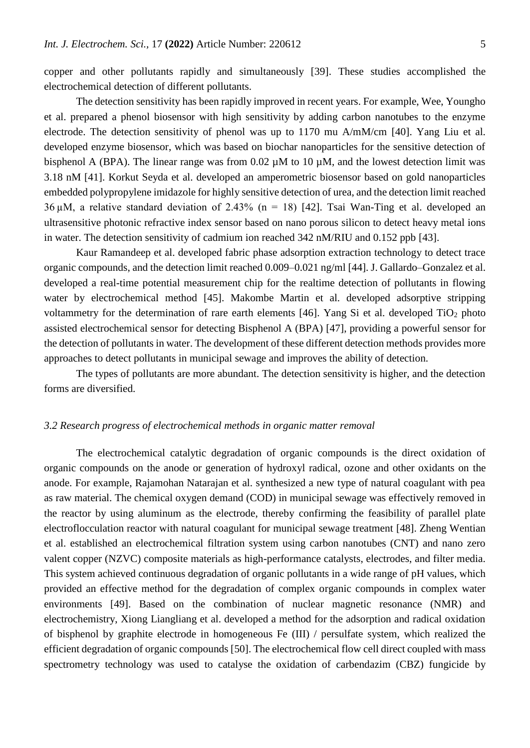copper and other pollutants rapidly and simultaneously [39]. These studies accomplished the electrochemical detection of different pollutants.

The detection sensitivity has been rapidly improved in recent years. For example, Wee, Youngho et al. prepared a phenol biosensor with high sensitivity by adding carbon nanotubes to the enzyme electrode. The detection sensitivity of phenol was up to 1170 mu A/mM/cm [40]. Yang Liu et al. developed enzyme biosensor, which was based on biochar nanoparticles for the sensitive detection of bisphenol A (BPA). The linear range was from 0.02 µM to 10 µM, and the lowest detection limit was 3.18 nM [41]. Korkut Seyda et al. developed an amperometric biosensor based on gold nanoparticles embedded polypropylene imidazole for highly sensitive detection of urea, and the detection limit reached 36 µM, a relative standard deviation of 2.43% ($n = 18$) [42]. Tsai Wan-Ting et al. developed an ultrasensitive photonic refractive index sensor based on nano porous silicon to detect heavy metal ions in water. The detection sensitivity of cadmium ion reached 342 nM/RIU and 0.152 ppb [43].

Kaur Ramandeep et al. developed fabric phase adsorption extraction technology to detect trace organic compounds, and the detection limit reached 0.009–0.021 ng/ml [44]. J. Gallardo–Gonzalez et al. developed a real-time potential measurement chip for the realtime detection of pollutants in flowing water by electrochemical method [45]. Makombe Martin et al. developed adsorptive stripping voltammetry for the determination of rare earth elements [46]. Yang Si et al. developed $TiO_2$ photo assisted electrochemical sensor for detecting Bisphenol A (BPA) [47], providing a powerful sensor for the detection of pollutants in water. The development of these different detection methods provides more approaches to detect pollutants in municipal sewage and improves the ability of detection.

The types of pollutants are more abundant. The detection sensitivity is higher, and the detection forms are diversified.

### *3.2 Research progress of electrochemical methods in organic matter removal*

The electrochemical catalytic degradation of organic compounds is the direct oxidation of organic compounds on the anode or generation of hydroxyl radical, ozone and other oxidants on the anode. For example, Rajamohan Natarajan et al. synthesized a new type of natural coagulant with pea as raw material. The chemical oxygen demand (COD) in municipal sewage was effectively removed in the reactor by using aluminum as the electrode, thereby confirming the feasibility of parallel plate electroflocculation reactor with natural coagulant for municipal sewage treatment [48]. Zheng Wentian et al. established an electrochemical filtration system using carbon nanotubes (CNT) and nano zero valent copper (NZVC) composite materials as high-performance catalysts, electrodes, and filter media. This system achieved continuous degradation of organic pollutants in a wide range of pH values, which provided an effective method for the degradation of complex organic compounds in complex water environments [49]. Based on the combination of nuclear magnetic resonance (NMR) and electrochemistry, Xiong Liangliang et al. developed a method for the adsorption and radical oxidation of bisphenol by graphite electrode in homogeneous Fe (III) / persulfate system, which realized the efficient degradation of organic compounds [50]. The electrochemical flow cell direct coupled with mass spectrometry technology was used to catalyse the oxidation of carbendazim (CBZ) fungicide by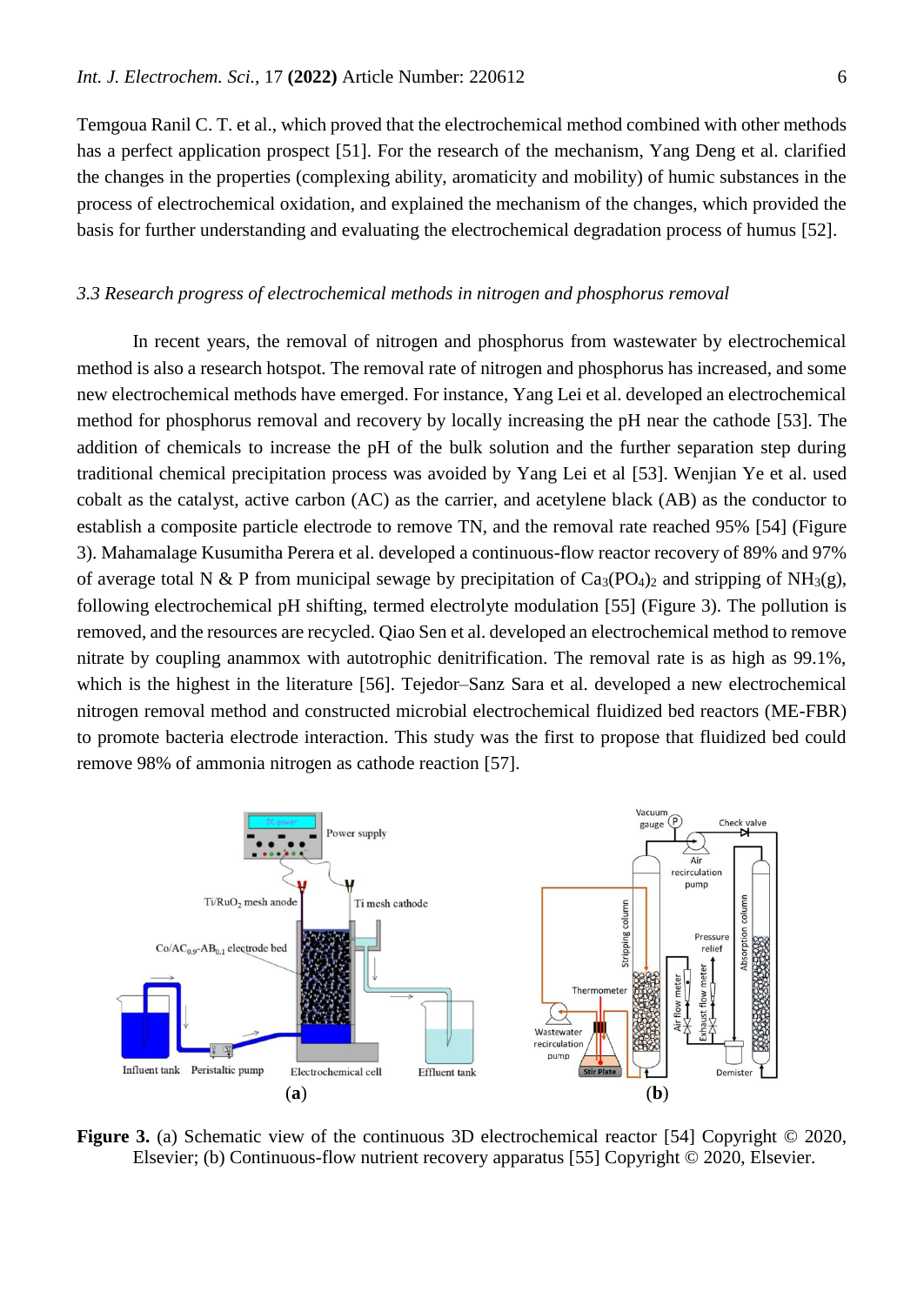Temgoua Ranil C. T. et al., which proved that the electrochemical method combined with other methods has a perfect application prospect [51]. For the research of the mechanism, Yang Deng et al. clarified the changes in the properties (complexing ability, aromaticity and mobility) of humic substances in the process of electrochemical oxidation, and explained the mechanism of the changes, which provided the basis for further understanding and evaluating the electrochemical degradation process of humus [52].

### *3.3 Research progress of electrochemical methods in nitrogen and phosphorus removal*

In recent years, the removal of nitrogen and phosphorus from wastewater by electrochemical method is also a research hotspot. The removal rate of nitrogen and phosphorus has increased, and some new electrochemical methods have emerged. For instance, Yang Lei et al. developed an electrochemical method for phosphorus removal and recovery by locally increasing the pH near the cathode [53]. The addition of chemicals to increase the pH of the bulk solution and the further separation step during traditional chemical precipitation process was avoided by Yang Lei et al [53]. Wenjian Ye et al. used cobalt as the catalyst, active carbon (AC) as the carrier, and acetylene black (AB) as the conductor to establish a composite particle electrode to remove TN, and the removal rate reached 95% [54] (Figure 3). Mahamalage Kusumitha Perera et al. developed a continuous-flow reactor recovery of 89% and 97% of average total N & P from municipal sewage by precipitation of $Ca_3(PO_4)_2$ and stripping of $NH_3$(g), following electrochemical pH shifting, termed electrolyte modulation [55] (Figure 3). The pollution is removed, and the resources are recycled. Qiao Sen et al. developed an electrochemical method to remove nitrate by coupling anammox with autotrophic denitrification. The removal rate is as high as 99.1%, which is the highest in the literature [56]. Tejedor–Sanz Sara et al. developed a new electrochemical nitrogen removal method and constructed microbial electrochemical fluidized bed reactors (ME-FBR) to promote bacteria electrode interaction. This study was the first to propose that fluidized bed could remove 98% of ammonia nitrogen as cathode reaction [57].

**Figure 3.** (a) Schematic view of the continuous 3D electrochemical reactor [54] Copyright © 2020, Elsevier; (b) Continuous-flow nutrient recovery apparatus [55] Copyright © 2020, Elsevier.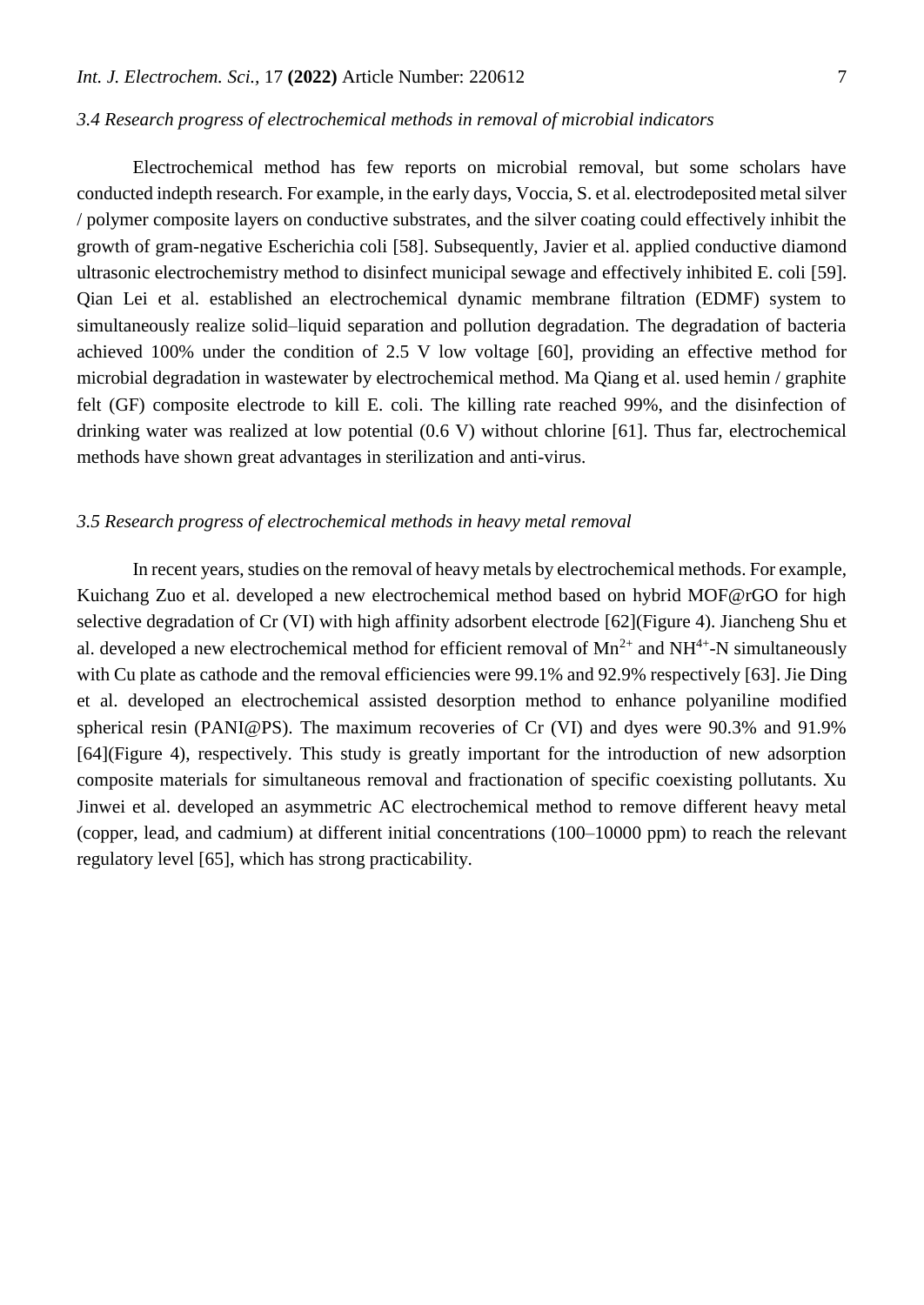### *3.4 Research progress of electrochemical methods in removal of microbial indicators*

Electrochemical method has few reports on microbial removal, but some scholars have conducted indepth research. For example, in the early days, Voccia, S. et al. electrodeposited metal silver / polymer composite layers on conductive substrates, and the silver coating could effectively inhibit the growth of gram-negative Escherichia coli [58]. Subsequently, Javier et al. applied conductive diamond ultrasonic electrochemistry method to disinfect municipal sewage and effectively inhibited E. coli [59]. Qian Lei et al. established an electrochemical dynamic membrane filtration (EDMF) system to simultaneously realize solid–liquid separation and pollution degradation. The degradation of bacteria achieved 100% under the condition of 2.5 V low voltage [60], providing an effective method for microbial degradation in wastewater by electrochemical method. Ma Qiang et al. used hemin / graphite felt (GF) composite electrode to kill E. coli. The killing rate reached 99%, and the disinfection of drinking water was realized at low potential (0.6 V) without chlorine [61]. Thus far, electrochemical methods have shown great advantages in sterilization and anti-virus.

### *3.5 Research progress of electrochemical methods in heavy metal removal*

In recent years, studies on the removal of heavy metals by electrochemical methods. For example, Kuichang Zuo et al. developed a new electrochemical method based on hybrid MOF@rGO for high selective degradation of Cr (VI) with high affinity adsorbent electrode [62](Figure 4). Jiancheng Shu et al. developed a new electrochemical method for efficient removal of $Mn^{2+}$ and $NH^{4+}$-N simultaneously with Cu plate as cathode and the removal efficiencies were 99.1% and 92.9% respectively [63]. Jie Ding et al. developed an electrochemical assisted desorption method to enhance polyaniline modified spherical resin (PANI@PS). The maximum recoveries of Cr (VI) and dyes were 90.3% and 91.9% [64](Figure 4), respectively. This study is greatly important for the introduction of new adsorption composite materials for simultaneous removal and fractionation of specific coexisting pollutants. Xu Jinwei et al. developed an asymmetric AC electrochemical method to remove different heavy metal (copper, lead, and cadmium) at different initial concentrations (100–10000 ppm) to reach the relevant regulatory level [65], which has strong practicability.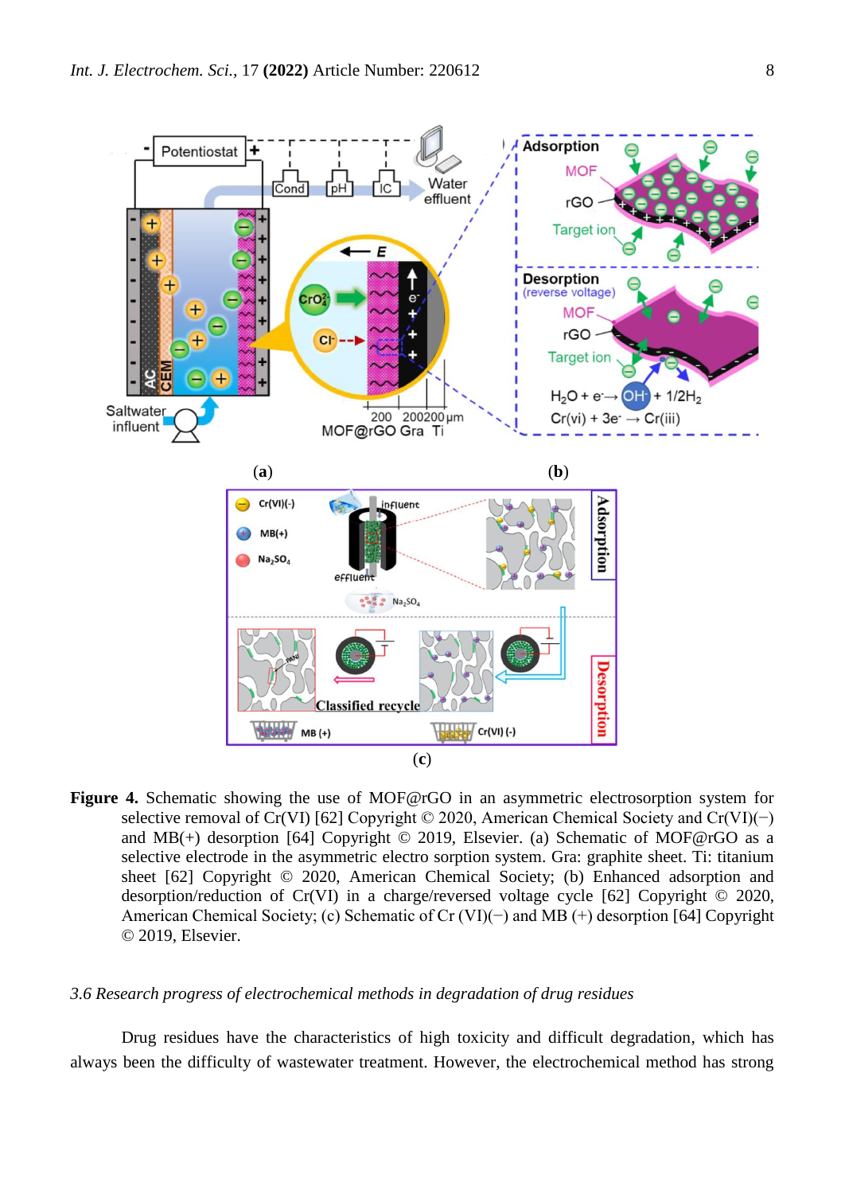**Figure 4.** Schematic showing the use of MOF@rGO in an asymmetric electrosorption system for selective removal of Cr(VI) [62] Copyright © 2020, American Chemical Society and Cr(VI)(−) and MB(+) desorption [64] Copyright © 2019, Elsevier. (a) Schematic of MOF@rGO as a selective electrode in the asymmetric electro sorption system. Gra: graphite sheet. Ti: titanium sheet [62] Copyright © 2020, American Chemical Society; (b) Enhanced adsorption and desorption/reduction of Cr(VI) in a charge/reversed voltage cycle [62] Copyright © 2020, American Chemical Society; (c) Schematic of Cr (VI)(−) and MB (+) desorption [64] Copyright © 2019, Elsevier.

### *3.6 Research progress of electrochemical methods in degradation of drug residues*

Drug residues have the characteristics of high toxicity and difficult degradation, which has always been the difficulty of wastewater treatment. However, the electrochemical method has strong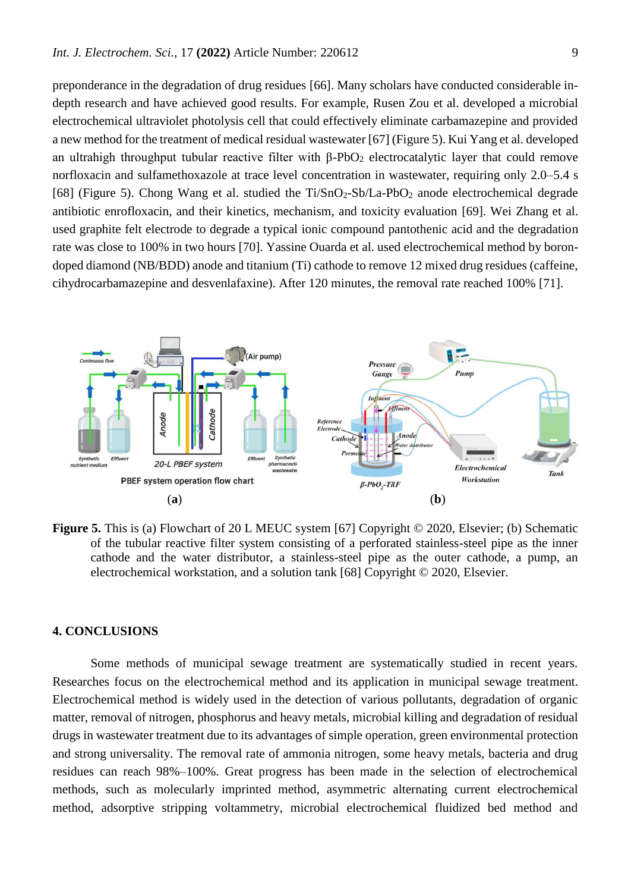preponderance in the degradation of drug residues [66]. Many scholars have conducted considerable in-depth research and have achieved good results. For example, Rusen Zou et al. developed a microbial electrochemical ultraviolet photolysis cell that could effectively eliminate carbamazepine and provided a new method for the treatment of medical residual wastewater [67] (Figure 5). Kui Yang et al. developed an ultrahigh throughput tubular reactive filter with β-$PbO_2$ electrocatalytic layer that could remove norfloxacin and sulfamethoxazole at trace level concentration in wastewater, requiring only 2.0–5.4 s [68] (Figure 5). Chong Wang et al. studied the Ti/$SnO_2$-Sb/La-$PbO_2$ anode electrochemical degrade antibiotic enrofloxacin, and their kinetics, mechanism, and toxicity evaluation [69]. Wei Zhang et al. used graphite felt electrode to degrade a typical ionic compound pantothenic acid and the degradation rate was close to 100% in two hours [70]. Yassine Ouarda et al. used electrochemical method by boron-doped diamond (NB/BDD) anode and titanium (Ti) cathode to remove 12 mixed drug residues (caffeine, cihydrocarbamazepine and desvenlafaxine). After 120 minutes, the removal rate reached 100% [71].

**Figure 5.** This is (a) Flowchart of 20 L MEUC system [67] Copyright © 2020, Elsevier; (b) Schematic of the tubular reactive filter system consisting of a perforated stainless-steel pipe as the inner cathode and the water distributor, a stainless-steel pipe as the outer cathode, a pump, an electrochemical workstation, and a solution tank [68] Copyright © 2020, Elsevier.

## 4. CONCLUSIONS

Some methods of municipal sewage treatment are systematically studied in recent years. Researches focus on the electrochemical method and its application in municipal sewage treatment. Electrochemical method is widely used in the detection of various pollutants, degradation of organic matter, removal of nitrogen, phosphorus and heavy metals, microbial killing and degradation of residual drugs in wastewater treatment due to its advantages of simple operation, green environmental protection and strong universality. The removal rate of ammonia nitrogen, some heavy metals, bacteria and drug residues can reach 98%–100%. Great progress has been made in the selection of electrochemical methods, such as molecularly imprinted method, asymmetric alternating current electrochemical method, adsorptive stripping voltammetry, microbial electrochemical fluidized bed method and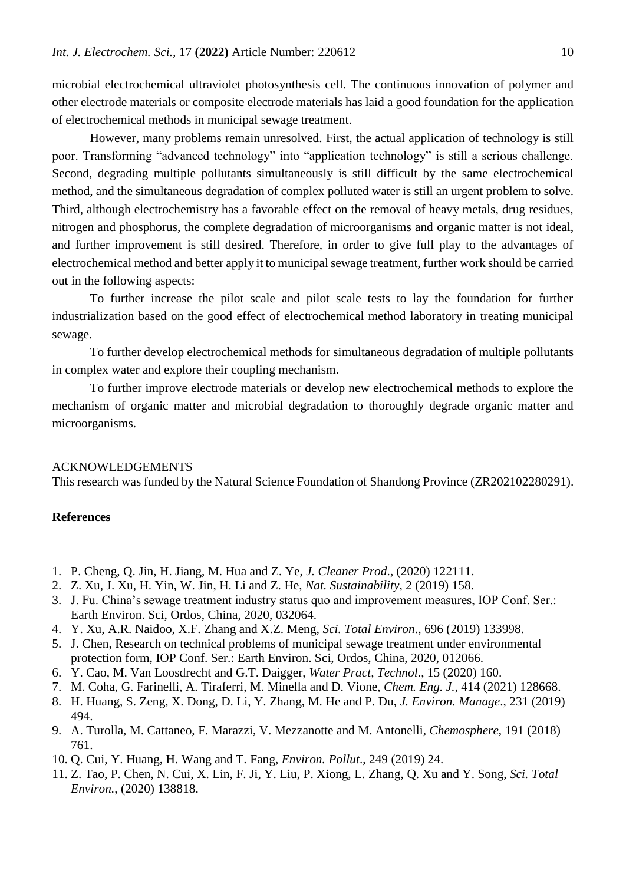microbial electrochemical ultraviolet photosynthesis cell. The continuous innovation of polymer and other electrode materials or composite electrode materials has laid a good foundation for the application of electrochemical methods in municipal sewage treatment.

However, many problems remain unresolved. First, the actual application of technology is still poor. Transforming "advanced technology" into "application technology" is still a serious challenge. Second, degrading multiple pollutants simultaneously is still difficult by the same electrochemical method, and the simultaneous degradation of complex polluted water is still an urgent problem to solve. Third, although electrochemistry has a favorable effect on the removal of heavy metals, drug residues, nitrogen and phosphorus, the complete degradation of microorganisms and organic matter is not ideal, and further improvement is still desired. Therefore, in order to give full play to the advantages of electrochemical method and better apply it to municipal sewage treatment, further work should be carried out in the following aspects:

To further increase the pilot scale and pilot scale tests to lay the foundation for further industrialization based on the good effect of electrochemical method laboratory in treating municipal sewage.

To further develop electrochemical methods for simultaneous degradation of multiple pollutants in complex water and explore their coupling mechanism.

To further improve electrode materials or develop new electrochemical methods to explore the mechanism of organic matter and microbial degradation to thoroughly degrade organic matter and microorganisms.

ACKNOWLEDGEMENTS

This research was funded by the Natural Science Foundation of Shandong Province (ZR202102280291).

## References

1. P. Cheng, Q. Jin, H. Jiang, M. Hua and Z. Ye, *J. Cleaner Prod*., (2020) 122111.
2. Z. Xu, J. Xu, H. Yin, W. Jin, H. Li and Z. He, *Nat. Sustainability*, 2 (2019) 158.
3. J. Fu. China's sewage treatment industry status quo and improvement measures, IOP Conf. Ser.: Earth Environ. Sci, Ordos, China, 2020, 032064.
4. Y. Xu, A.R. Naidoo, X.F. Zhang and X.Z. Meng, *Sci. Total Environ*., 696 (2019) 133998.
5. J. Chen, Research on technical problems of municipal sewage treatment under environmental protection form, IOP Conf. Ser.: Earth Environ. Sci, Ordos, China, 2020, 012066.
6. Y. Cao, M. Van Loosdrecht and G.T. Daigger, *Water Pract, Technol*., 15 (2020) 160.
7. M. Coha, G. Farinelli, A. Tiraferri, M. Minella and D. Vione, *Chem. Eng. J.,* 414 (2021) 128668.
8. H. Huang, S. Zeng, X. Dong, D. Li, Y. Zhang, M. He and P. Du, *J. Environ. Manage*., 231 (2019) 494.
9. A. Turolla, M. Cattaneo, F. Marazzi, V. Mezzanotte and M. Antonelli, *Chemosphere*, 191 (2018) 761.
10. Q. Cui, Y. Huang, H. Wang and T. Fang, *Environ. Pollut*., 249 (2019) 24.
11. Z. Tao, P. Chen, N. Cui, X. Lin, F. Ji, Y. Liu, P. Xiong, L. Zhang, Q. Xu and Y. Song, *Sci. Total Environ.,* (2020) 138818.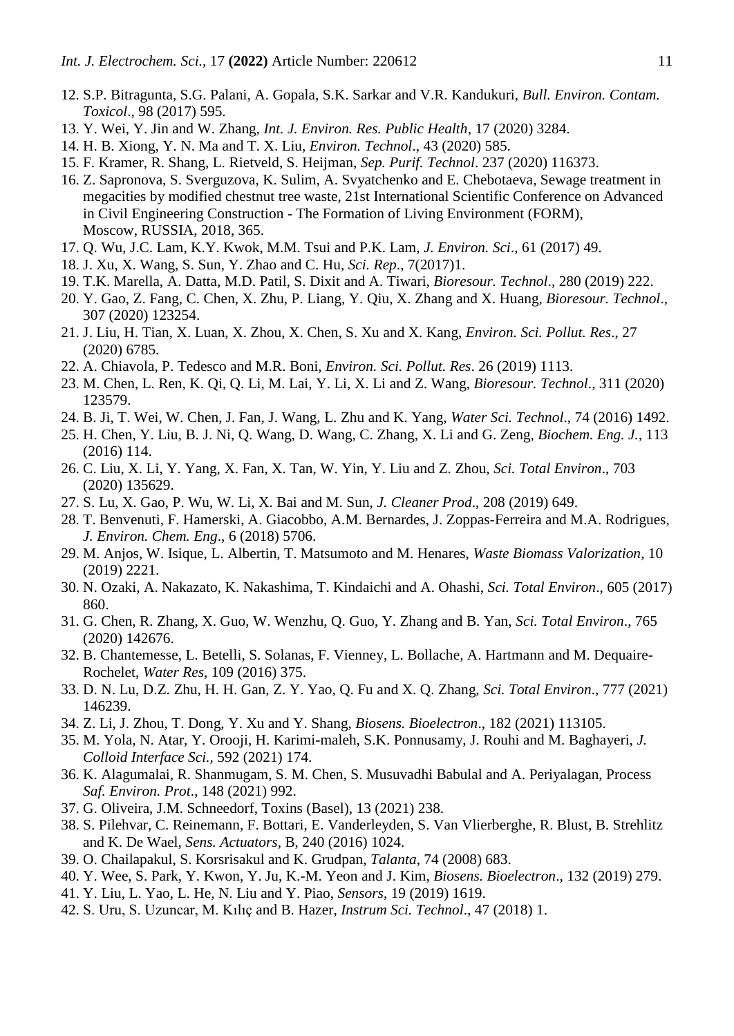12. S.P. Bitragunta, S.G. Palani, A. Gopala, S.K. Sarkar and V.R. Kandukuri, *Bull. Environ. Contam. Toxicol*., 98 (2017) 595.
13. Y. Wei, Y. Jin and W. Zhang, *Int. J. Environ. Res. Public Health*, 17 (2020) 3284.
14. H. B. Xiong, Y. N. Ma and T. X. Liu, *Environ. Technol*., 43 (2020) 585.
15. F. Kramer, R. Shang, L. Rietveld, S. Heijman, *Sep. Purif. Technol*. 237 (2020) 116373.
16. Z. Sapronova, S. Sverguzova, K. Sulim, A. Svyatchenko and E. Chebotaeva, Sewage treatment in megacities by modified chestnut tree waste, 21st International Scientific Conference on Advanced in Civil Engineering Construction - The Formation of Living Environment (FORM), Moscow, RUSSIA, 2018, 365.
17. Q. Wu, J.C. Lam, K.Y. Kwok, M.M. Tsui and P.K. Lam, *J. Environ. Sci*., 61 (2017) 49.
18. J. Xu, X. Wang, S. Sun, Y. Zhao and C. Hu, *Sci. Rep*., 7(2017)1.
19. T.K. Marella, A. Datta, M.D. Patil, S. Dixit and A. Tiwari, *Bioresour. Technol*., 280 (2019) 222.
20. Y. Gao, Z. Fang, C. Chen, X. Zhu, P. Liang, Y. Qiu, X. Zhang and X. Huang, *Bioresour. Technol*., 307 (2020) 123254.
21. J. Liu, H. Tian, X. Luan, X. Zhou, X. Chen, S. Xu and X. Kang, *Environ. Sci. Pollut. Res*., 27 (2020) 6785.
22. A. Chiavola, P. Tedesco and M.R. Boni, *Environ. Sci. Pollut. Res*. 26 (2019) 1113.
23. M. Chen, L. Ren, K. Qi, Q. Li, M. Lai, Y. Li, X. Li and Z. Wang, *Bioresour. Technol*., 311 (2020) 123579.
24. B. Ji, T. Wei, W. Chen, J. Fan, J. Wang, L. Zhu and K. Yang, *Water Sci. Technol*., 74 (2016) 1492.
25. H. Chen, Y. Liu, B. J. Ni, Q. Wang, D. Wang, C. Zhang, X. Li and G. Zeng, *Biochem. Eng. J.*, 113 (2016) 114.
26. C. Liu, X. Li, Y. Yang, X. Fan, X. Tan, W. Yin, Y. Liu and Z. Zhou, *Sci. Total Environ*., 703 (2020) 135629.
27. S. Lu, X. Gao, P. Wu, W. Li, X. Bai and M. Sun, *J. Cleaner Prod*., 208 (2019) 649.
28. T. Benvenuti, F. Hamerski, A. Giacobbo, A.M. Bernardes, J. Zoppas-Ferreira and M.A. Rodrigues, *J. Environ. Chem. Eng*., 6 (2018) 5706.
29. M. Anjos, W. Isique, L. Albertin, T. Matsumoto and M. Henares, *Waste Biomass Valorization*, 10 (2019) 2221.
30. N. Ozaki, A. Nakazato, K. Nakashima, T. Kindaichi and A. Ohashi, *Sci. Total Environ*., 605 (2017) 860.
31. G. Chen, R. Zhang, X. Guo, W. Wenzhu, Q. Guo, Y. Zhang and B. Yan, *Sci. Total Environ*., 765 (2020) 142676.
32. B. Chantemesse, L. Betelli, S. Solanas, F. Vienney, L. Bollache, A. Hartmann and M. Dequaire-Rochelet, *Water Res*, 109 (2016) 375.
33. D. N. Lu, D.Z. Zhu, H. H. Gan, Z. Y. Yao, Q. Fu and X. Q. Zhang, *Sci. Total Environ*., 777 (2021) 146239.
34. Z. Li, J. Zhou, T. Dong, Y. Xu and Y. Shang, *Biosens. Bioelectron*., 182 (2021) 113105.
35. M. Yola, N. Atar, Y. Orooji, H. Karimi-maleh, S.K. Ponnusamy, J. Rouhi and M. Baghayeri, *J. Colloid Interface Sci*., 592 (2021) 174.
36. K. Alagumalai, R. Shanmugam, S. M. Chen, S. Musuvadhi Babulal and A. Periyalagan, Process *Saf. Environ. Prot*., 148 (2021) 992.
37. G. Oliveira, J.M. Schneedorf, Toxins (Basel), 13 (2021) 238.
38. S. Pilehvar, C. Reinemann, F. Bottari, E. Vanderleyden, S. Van Vlierberghe, R. Blust, B. Strehlitz and K. De Wael, *Sens. Actuators*, B, 240 (2016) 1024.
39. O. Chailapakul, S. Korsrisakul and K. Grudpan, *Talanta*, 74 (2008) 683.
40. Y. Wee, S. Park, Y. Kwon, Y. Ju, K.-M. Yeon and J. Kim, *Biosens. Bioelectron*., 132 (2019) 279.
41. Y. Liu, L. Yao, L. He, N. Liu and Y. Piao, *Sensors*, 19 (2019) 1619.
42. S. Uru, S. Uzuncar, M. Kılıç and B. Hazer, *Instrum Sci. Technol*., 47 (2018) 1.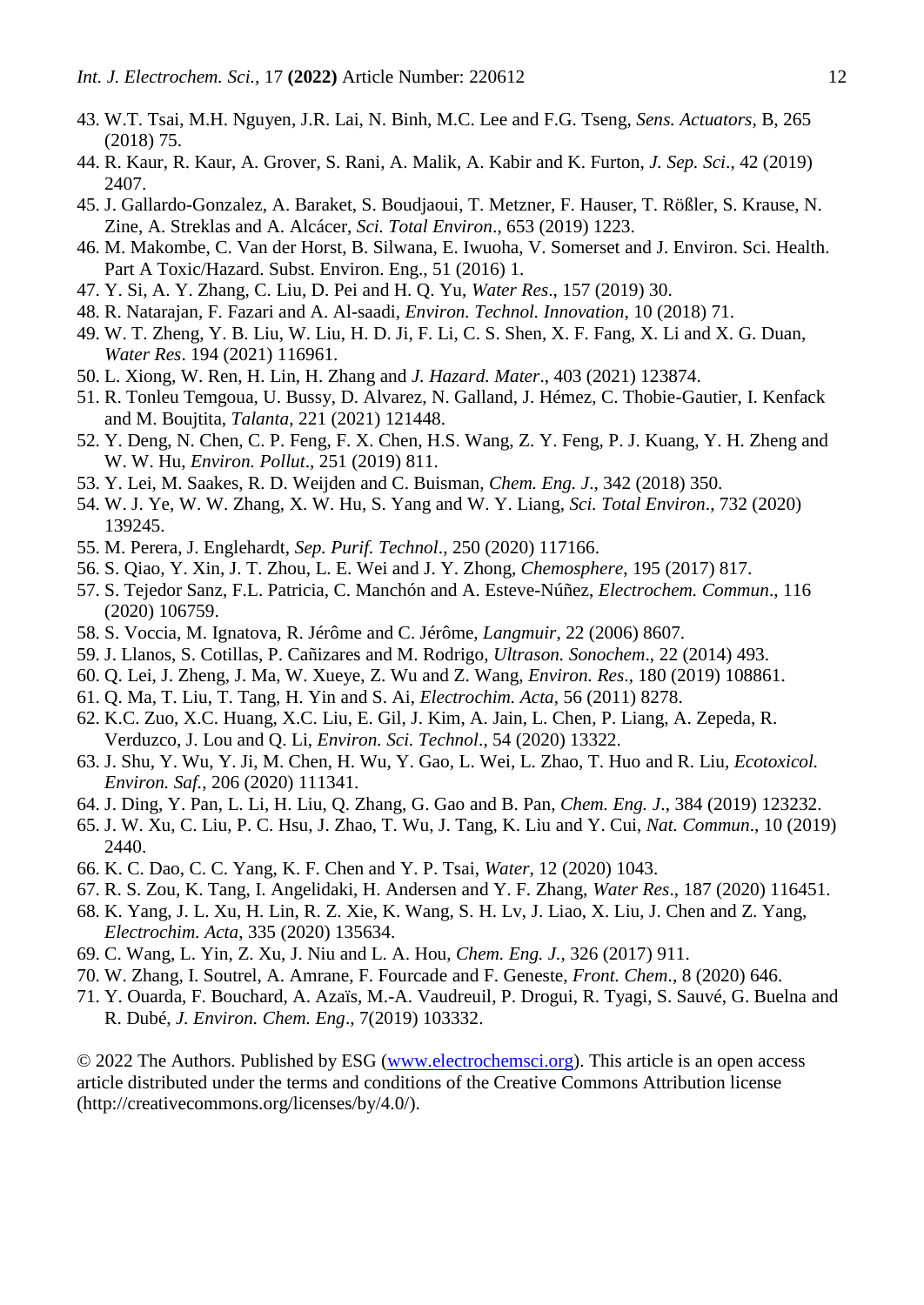43. W.T. Tsai, M.H. Nguyen, J.R. Lai, N. Binh, M.C. Lee and F.G. Tseng, *Sens. Actuators*, B, 265 (2018) 75.
44. R. Kaur, R. Kaur, A. Grover, S. Rani, A. Malik, A. Kabir and K. Furton, *J. Sep. Sci*., 42 (2019) 2407.
45. J. Gallardo-Gonzalez, A. Baraket, S. Boudjaoui, T. Metzner, F. Hauser, T. Rößler, S. Krause, N. Zine, A. Streklas and A. Alcácer, *Sci. Total Environ*., 653 (2019) 1223.
46. M. Makombe, C. Van der Horst, B. Silwana, E. Iwuoha, V. Somerset and J. Environ. Sci. Health. Part A Toxic/Hazard. Subst. Environ. Eng., 51 (2016) 1.
47. Y. Si, A. Y. Zhang, C. Liu, D. Pei and H. Q. Yu, *Water Res*., 157 (2019) 30.
48. R. Natarajan, F. Fazari and A. Al-saadi, *Environ. Technol. Innovation*, 10 (2018) 71.
49. W. T. Zheng, Y. B. Liu, W. Liu, H. D. Ji, F. Li, C. S. Shen, X. F. Fang, X. Li and X. G. Duan, *Water Res*. 194 (2021) 116961.
50. L. Xiong, W. Ren, H. Lin, H. Zhang and *J. Hazard. Mater*., 403 (2021) 123874.
51. R. Tonleu Temgoua, U. Bussy, D. Alvarez, N. Galland, J. Hémez, C. Thobie-Gautier, I. Kenfack and M. Boujtita, *Talanta*, 221 (2021) 121448.
52. Y. Deng, N. Chen, C. P. Feng, F. X. Chen, H.S. Wang, Z. Y. Feng, P. J. Kuang, Y. H. Zheng and W. W. Hu, *Environ. Pollut*., 251 (2019) 811.
53. Y. Lei, M. Saakes, R. D. Weijden and C. Buisman, *Chem. Eng. J*., 342 (2018) 350.
54. W. J. Ye, W. W. Zhang, X. W. Hu, S. Yang and W. Y. Liang, *Sci. Total Environ*., 732 (2020) 139245.
55. M. Perera, J. Englehardt, *Sep. Purif. Technol*., 250 (2020) 117166.
56. S. Qiao, Y. Xin, J. T. Zhou, L. E. Wei and J. Y. Zhong, *Chemosphere*, 195 (2017) 817.
57. S. Tejedor Sanz, F.L. Patricia, C. Manchón and A. Esteve-Núñez, *Electrochem. Commun*., 116 (2020) 106759.
58. S. Voccia, M. Ignatova, R. Jérôme and C. Jérôme, *Langmuir*, 22 (2006) 8607.
59. J. Llanos, S. Cotillas, P. Cañizares and M. Rodrigo, *Ultrason. Sonochem*., 22 (2014) 493.
60. Q. Lei, J. Zheng, J. Ma, W. Xueye, Z. Wu and Z. Wang, *Environ. Res*., 180 (2019) 108861.
61. Q. Ma, T. Liu, T. Tang, H. Yin and S. Ai, *Electrochim. Acta*, 56 (2011) 8278.
62. K.C. Zuo, X.C. Huang, X.C. Liu, E. Gil, J. Kim, A. Jain, L. Chen, P. Liang, A. Zepeda, R. Verduzco, J. Lou and Q. Li, *Environ. Sci. Technol*., 54 (2020) 13322.
63. J. Shu, Y. Wu, Y. Ji, M. Chen, H. Wu, Y. Gao, L. Wei, L. Zhao, T. Huo and R. Liu, *Ecotoxicol. Environ. Saf.*, 206 (2020) 111341.
64. J. Ding, Y. Pan, L. Li, H. Liu, Q. Zhang, G. Gao and B. Pan, *Chem. Eng. J*., 384 (2019) 123232.
65. J. W. Xu, C. Liu, P. C. Hsu, J. Zhao, T. Wu, J. Tang, K. Liu and Y. Cui, *Nat. Commun*., 10 (2019) 2440.
66. K. C. Dao, C. C. Yang, K. F. Chen and Y. P. Tsai, *Water*, 12 (2020) 1043.
67. R. S. Zou, K. Tang, I. Angelidaki, H. Andersen and Y. F. Zhang, *Water Res*., 187 (2020) 116451.
68. K. Yang, J. L. Xu, H. Lin, R. Z. Xie, K. Wang, S. H. Lv, J. Liao, X. Liu, J. Chen and Z. Yang, *Electrochim. Acta*, 335 (2020) 135634.
69. C. Wang, L. Yin, Z. Xu, J. Niu and L. A. Hou, *Chem. Eng. J.*, 326 (2017) 911.
70. W. Zhang, I. Soutrel, A. Amrane, F. Fourcade and F. Geneste, *Front. Chem*., 8 (2020) 646.
71. Y. Ouarda, F. Bouchard, A. Azaïs, M.-A. Vaudreuil, P. Drogui, R. Tyagi, S. Sauvé, G. Buelna and R. Dubé, *J. Environ. Chem. Eng*., 7(2019) 103332.

© 2022 The Authors. Published by ESG (www.electrochemsci.org). This article is an open access article distributed under the terms and conditions of the Creative Commons Attribution license (http://creativecommons.org/licenses/by/4.0/).